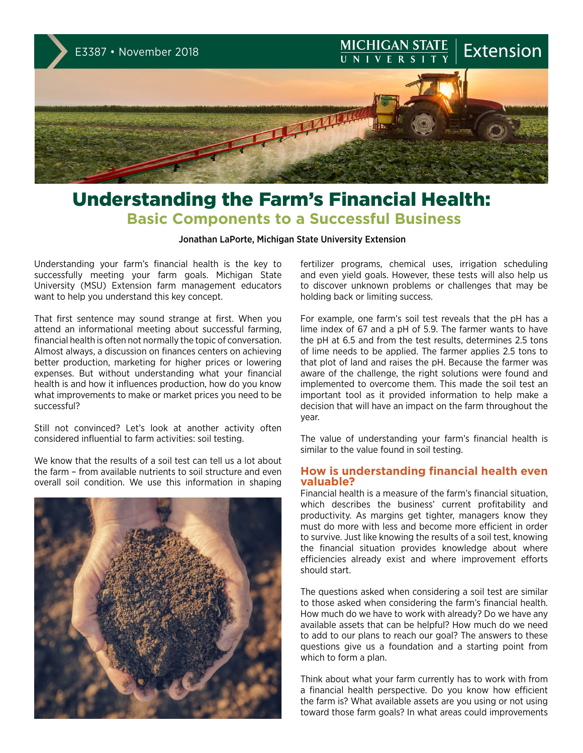E3387 • November 2018

# Understanding the Farm's Financial Health:

## Basic Components to a Successful Business

**Jonathan LaPorte, Michigan State University Extension**

Understanding your farm's financial health is the key to successfully meeting your farm goals. Michigan State University (MSU) Extension farm management educators want to help you understand this key concept.

That first sentence may sound strange at first. When you attend an informational meeting about successful farming, financial health is often not normally the topic of conversation. Almost always, a discussion on finances centers on achieving better production, marketing for higher prices or lowering expenses. But without understanding what your financial health is and how it influences production, how do you know what improvements to make or market prices you need to be successful?

Still not convinced? Let's look at another activity often considered influential to farm activities: soil testing.

We know that the results of a soil test can tell us a lot about the farm – from available nutrients to soil structure and even overall soil condition. We use this information in shaping fertilizer programs, chemical uses, irrigation scheduling and even yield goals. However, these tests will also help us to discover unknown problems or challenges that may be holding back or limiting success.

For example, one farm's soil test reveals that the pH has a lime index of 67 and a pH of 5.9. The farmer wants to have the pH at 6.5 and from the test results, determines 2.5 tons of lime needs to be applied. The farmer applies 2.5 tons to that plot of land and raises the pH. Because the farmer was aware of the challenge, the right solutions were found and implemented to overcome them. This made the soil test an important tool as it provided information to help make a decision that will have an impact on the farm throughout the year.

The value of understanding your farm's financial health is similar to the value found in soil testing.

### How is understanding financial health even valuable?

Financial health is a measure of the farm's financial situation, which describes the business' current profitability and productivity. As margins get tighter, managers know they must do more with less and become more efficient in order to survive. Just like knowing the results of a soil test, knowing the financial situation provides knowledge about where efficiencies already exist and where improvement efforts should start.

The questions asked when considering a soil test are similar to those asked when considering the farm's financial health. How much do we have to work with already? Do we have any available assets that can be helpful? How much do we need to add to our plans to reach our goal? The answers to these questions give us a foundation and a starting point from which to form a plan.

Think about what your farm currently has to work with from a financial health perspective. Do you know how efficient the farm is? What available assets are you using or not using toward those farm goals? In what areas could improvements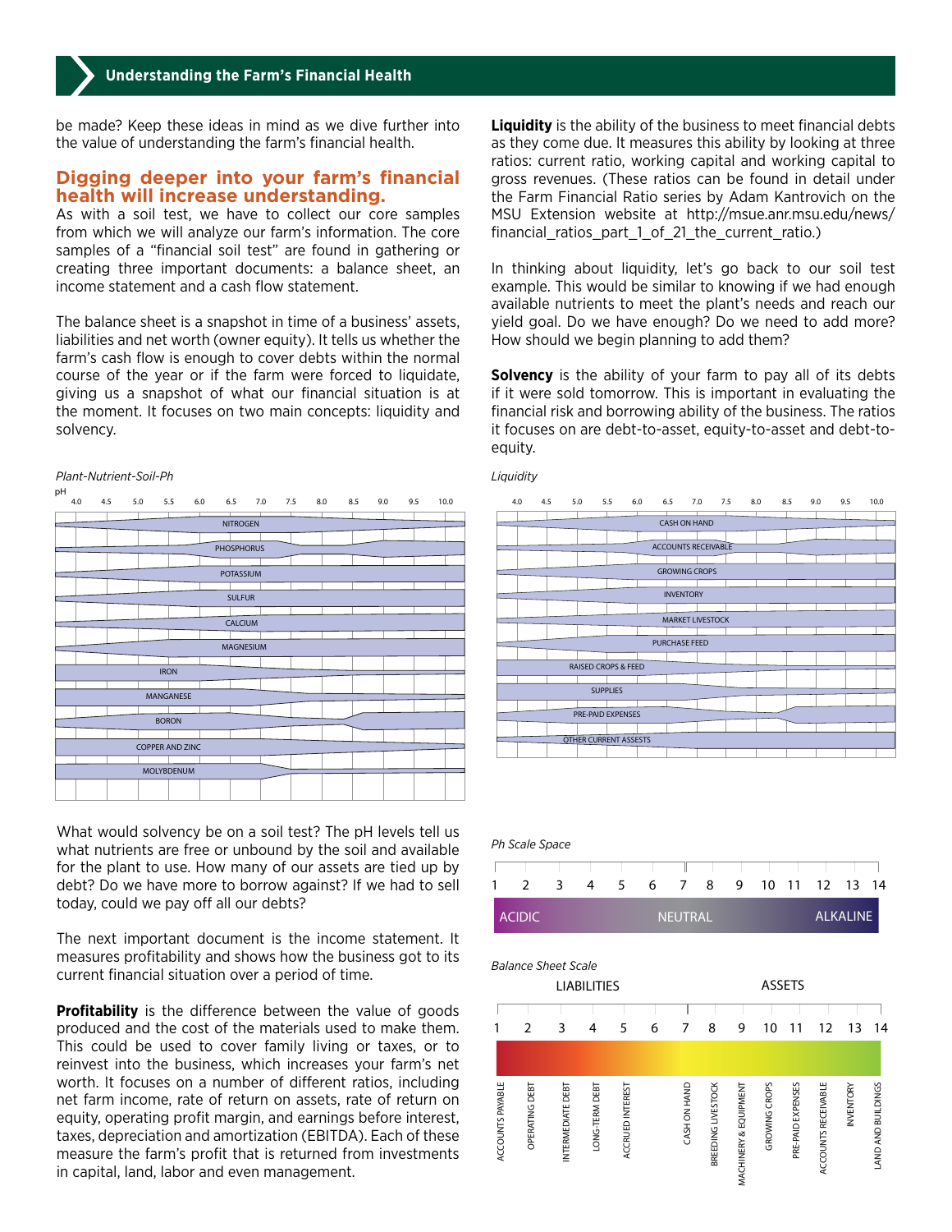be made? Keep these ideas in mind as we dive further into the value of understanding the farm's financial health.

## Digging deeper into your farm's financial health will increase understanding.

As with a soil test, we have to collect our core samples from which we will analyze our farm's information. The core samples of a "financial soil test" are found in gathering or creating three important documents: a balance sheet, an income statement and a cash flow statement.

The balance sheet is a snapshot in time of a business' assets, liabilities and net worth (owner equity). It tells us whether the farm's cash flow is enough to cover debts within the normal course of the year or if the farm were forced to liquidate, giving us a snapshot of what our financial situation is at the moment. It focuses on two main concepts: liquidity and solvency.

*Plant-Nutrient-Soil-Ph*

pH
4.0 4.5 5.0 5.5 6.0 6.5 7.0 7.5 8.0 8.5 9.0 9.5 10.0

NITROGEN
PHOSPHORUS
POTASSIUM
SULFUR
CALCIUM
MAGNESIUM
IRON
MANGANESE
BORON
COPPER AND ZINC
MOLYBDENUM

What would solvency be on a soil test? The pH levels tell us what nutrients are free or unbound by the soil and available for the plant to use. How many of our assets are tied up by debt? Do we have more to borrow against? If we had to sell today, could we pay off all our debts?

The next important document is the income statement. It measures profitability and shows how the business got to its current financial situation over a period of time.

**Profitability** is the difference between the value of goods produced and the cost of the materials used to make them. This could be used to cover family living or taxes, or to reinvest into the business, which increases your farm's net worth. It focuses on a number of different ratios, including net farm income, rate of return on assets, rate of return on equity, operating profit margin, and earnings before interest, taxes, depreciation and amortization (EBITDA). Each of these measure the farm's profit that is returned from investments in capital, land, labor and even management.

**Liquidity** is the ability of the business to meet financial debts as they come due. It measures this ability by looking at three ratios: current ratio, working capital and working capital to gross revenues. (These ratios can be found in detail under the Farm Financial Ratio series by Adam Kantrovich on the MSU Extension website at http://msue.anr.msu.edu/news/financial_ratios_part_1_of_21_the_current_ratio.)

In thinking about liquidity, let's go back to our soil test example. This would be similar to knowing if we had enough available nutrients to meet the plant's needs and reach our yield goal. Do we have enough? Do we need to add more? How should we begin planning to add them?

**Solvency** is the ability of your farm to pay all of its debts if it were sold tomorrow. This is important in evaluating the financial risk and borrowing ability of the business. The ratios it focuses on are debt-to-asset, equity-to-asset and debt-to-equity.

*Liquidity*

4.0 4.5 5.0 5.5 6.0 6.5 7.0 7.5 8.0 8.5 9.0 9.5 10.0

CASH ON HAND
ACCOUNTS RECEIVABLE
GROWING CROPS
INVENTORY
MARKET LIVESTOCK
PURCHASE FEED
RAISED CROPS & FEED
SUPPLIES
PRE-PAID EXPENSES
OTHER CURRENT ASSESTS

*Ph Scale Space*

1 2 3 4 5 6 7 8 9 10 11 12 13 14

ACIDIC NEUTRAL ALKALINE

*Balance Sheet Scale*

LIABILITIES ASSETS

1 2 3 4 5 6 7 8 9 10 11 12 13 14

ACCOUNTS PAYABLE
OPERATING DEBT
INTERMEDIATE DEBT
LONG-TERM DEBT
ACCRUED INTEREST
CASH ON HAND
BREEDING LIVESTOCK
MACHINERY & EQUIPMENT
GROWING CROPS
PRE-PAID EXPENSES
ACCOUNTS RECEIVABLE
INVENTORY
LAND AND BUILDINGS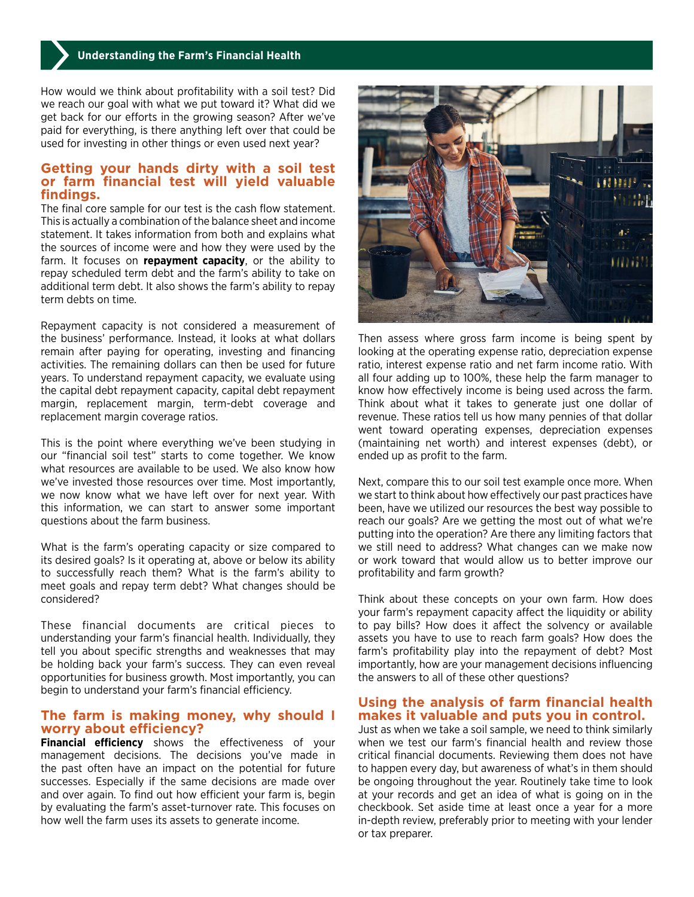How would we think about profitability with a soil test? Did we reach our goal with what we put toward it? What did we get back for our efforts in the growing season? After we've paid for everything, is there anything left over that could be used for investing in other things or even used next year?

## Getting your hands dirty with a soil test or farm financial test will yield valuable findings.

The final core sample for our test is the cash flow statement. This is actually a combination of the balance sheet and income statement. It takes information from both and explains what the sources of income were and how they were used by the farm. It focuses on **repayment capacity**, or the ability to repay scheduled term debt and the farm's ability to take on additional term debt. It also shows the farm's ability to repay term debts on time.

Repayment capacity is not considered a measurement of the business' performance. Instead, it looks at what dollars remain after paying for operating, investing and financing activities. The remaining dollars can then be used for future years. To understand repayment capacity, we evaluate using the capital debt repayment capacity, capital debt repayment margin, replacement margin, term-debt coverage and replacement margin coverage ratios.

This is the point where everything we've been studying in our "financial soil test" starts to come together. We know what resources are available to be used. We also know how we've invested those resources over time. Most importantly, we now know what we have left over for next year. With this information, we can start to answer some important questions about the farm business.

What is the farm's operating capacity or size compared to its desired goals? Is it operating at, above or below its ability to successfully reach them? What is the farm's ability to meet goals and repay term debt? What changes should be considered?

These financial documents are critical pieces to understanding your farm's financial health. Individually, they tell you about specific strengths and weaknesses that may be holding back your farm's success. They can even reveal opportunities for business growth. Most importantly, you can begin to understand your farm's financial efficiency.

## The farm is making money, why should I worry about efficiency?

**Financial efficiency** shows the effectiveness of your management decisions. The decisions you've made in the past often have an impact on the potential for future successes. Especially if the same decisions are made over and over again. To find out how efficient your farm is, begin by evaluating the farm's asset-turnover rate. This focuses on how well the farm uses its assets to generate income.

Then assess where gross farm income is being spent by looking at the operating expense ratio, depreciation expense ratio, interest expense ratio and net farm income ratio. With all four adding up to 100%, these help the farm manager to know how effectively income is being used across the farm. Think about what it takes to generate just one dollar of revenue. These ratios tell us how many pennies of that dollar went toward operating expenses, depreciation expenses (maintaining net worth) and interest expenses (debt), or ended up as profit to the farm.

Next, compare this to our soil test example once more. When we start to think about how effectively our past practices have been, have we utilized our resources the best way possible to reach our goals? Are we getting the most out of what we're putting into the operation? Are there any limiting factors that we still need to address? What changes can we make now or work toward that would allow us to better improve our profitability and farm growth?

Think about these concepts on your own farm. How does your farm's repayment capacity affect the liquidity or ability to pay bills? How does it affect the solvency or available assets you have to use to reach farm goals? How does the farm's profitability play into the repayment of debt? Most importantly, how are your management decisions influencing the answers to all of these other questions?

## Using the analysis of farm financial health makes it valuable and puts you in control.

Just as when we take a soil sample, we need to think similarly when we test our farm's financial health and review those critical financial documents. Reviewing them does not have to happen every day, but awareness of what's in them should be ongoing throughout the year. Routinely take time to look at your records and get an idea of what is going on in the checkbook. Set aside time at least once a year for a more in-depth review, preferably prior to meeting with your lender or tax preparer.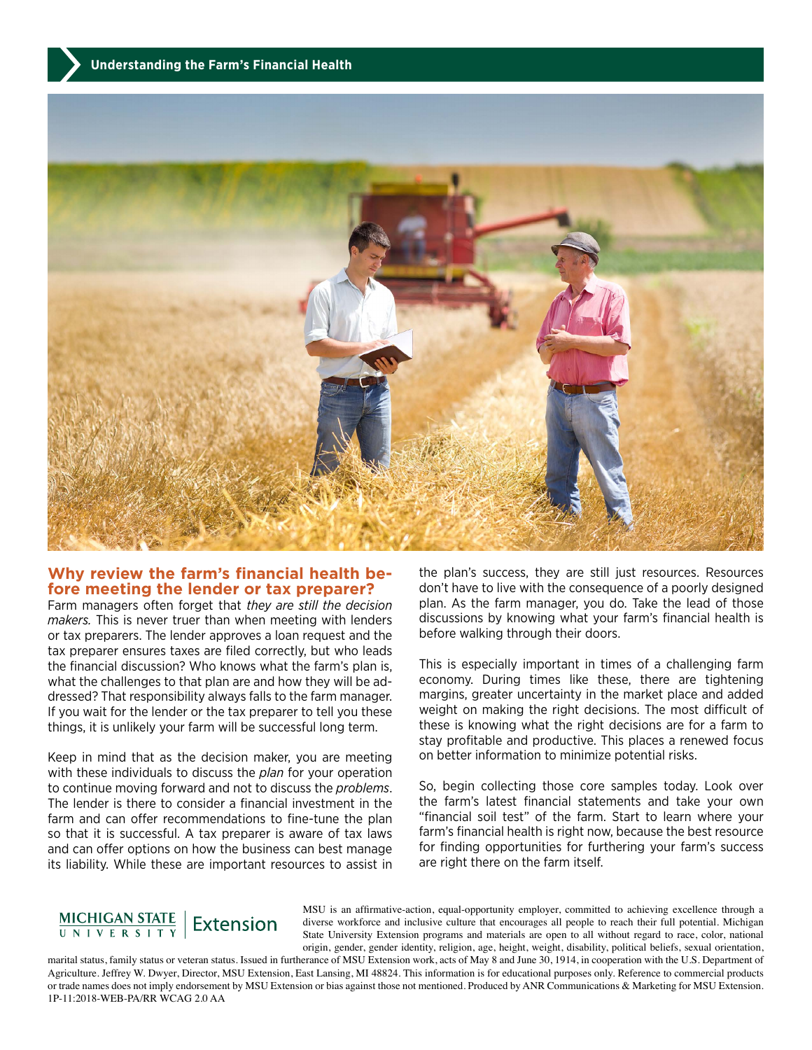## Why review the farm's financial health before meeting the lender or tax preparer?

Farm managers often forget that *they are still the decision makers.* This is never truer than when meeting with lenders or tax preparers. The lender approves a loan request and the tax preparer ensures taxes are filed correctly, but who leads the financial discussion? Who knows what the farm's plan is, what the challenges to that plan are and how they will be addressed? That responsibility always falls to the farm manager. If you wait for the lender or the tax preparer to tell you these things, it is unlikely your farm will be successful long term.

Keep in mind that as the decision maker, you are meeting with these individuals to discuss the *plan* for your operation to continue moving forward and not to discuss the *problems*. The lender is there to consider a financial investment in the farm and can offer recommendations to fine-tune the plan so that it is successful. A tax preparer is aware of tax laws and can offer options on how the business can best manage its liability. While these are important resources to assist in the plan's success, they are still just resources. Resources don't have to live with the consequence of a poorly designed plan. As the farm manager, you do. Take the lead of those discussions by knowing what your farm's financial health is before walking through their doors.

This is especially important in times of a challenging farm economy. During times like these, there are tightening margins, greater uncertainty in the market place and added weight on making the right decisions. The most difficult of these is knowing what the right decisions are for a farm to stay profitable and productive. This places a renewed focus on better information to minimize potential risks.

So, begin collecting those core samples today. Look over the farm's latest financial statements and take your own "financial soil test" of the farm. Start to learn where your farm's financial health is right now, because the best resource for finding opportunities for furthering your farm's success are right there on the farm itself.

MICHIGAN STATE UNIVERSITY | Extension

MSU is an affirmative-action, equal-opportunity employer, committed to achieving excellence through a diverse workforce and inclusive culture that encourages all people to reach their full potential. Michigan State University Extension programs and materials are open to all without regard to race, color, national origin, gender, gender identity, religion, age, height, weight, disability, political beliefs, sexual orientation, marital status, family status or veteran status. Issued in furtherance of MSU Extension work, acts of May 8 and June 30, 1914, in cooperation with the U.S. Department of Agriculture. Jeffrey W. Dwyer, Director, MSU Extension, East Lansing, MI 48824. This information is for educational purposes only. Reference to commercial products or trade names does not imply endorsement by MSU Extension or bias against those not mentioned. Produced by ANR Communications & Marketing for MSU Extension. 1P-11:2018-WEB-PA/RR WCAG 2.0 AA